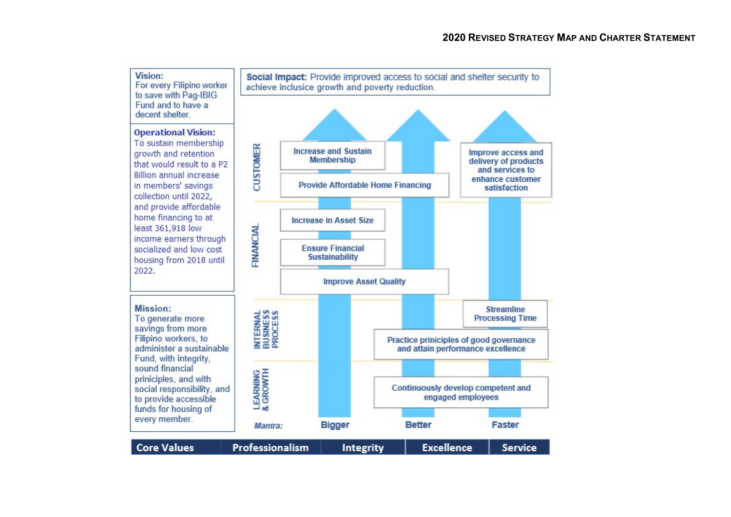# 2020 Revised Strategy Map and Charter Statement

**Vision:**
For every Filipino worker to save with Pag-IBIG Fund and to have a decent shelter.

**Operational Vision:**
To sustain membership growth and retention that would result to a P2 Billion annual increase in members' savings collection until 2022, and provide affordable home financing to at least 361,918 low income earners through socialized and low cost housing from 2018 until 2022.

**Mission:**
To generate more savings from more Filipino workers, to administer a sustainable Fund, with integrity, sound financial priniciples, and with social responsibility, and to provide accessible funds for housing of every member.

**Social Impact:** Provide improved access to social and shelter security to achieve inclusice growth and poverty reduction.

**CUSTOMER**
- Increase and Sustain Membership
- Provide Affordable Home Financing
- Improve access and delivery of products and services to enhance customer satisfaction

**FINANCIAL**
- Increase in Asset Size
- Ensure Financial Sustainability
- Improve Asset Quality

**INTERNAL BUSINESS PROCESS**
- Streamline Processing Time
- Practice priniciples of good governance and attain performance excellence

**LEARNING & GROWTH**
- Continuously develop competent and engaged employees

*Mantra:* Bigger | Better | Faster

| Core Values | Professionalism | Integrity | Excellence | Service |
|---|---|---|---|---|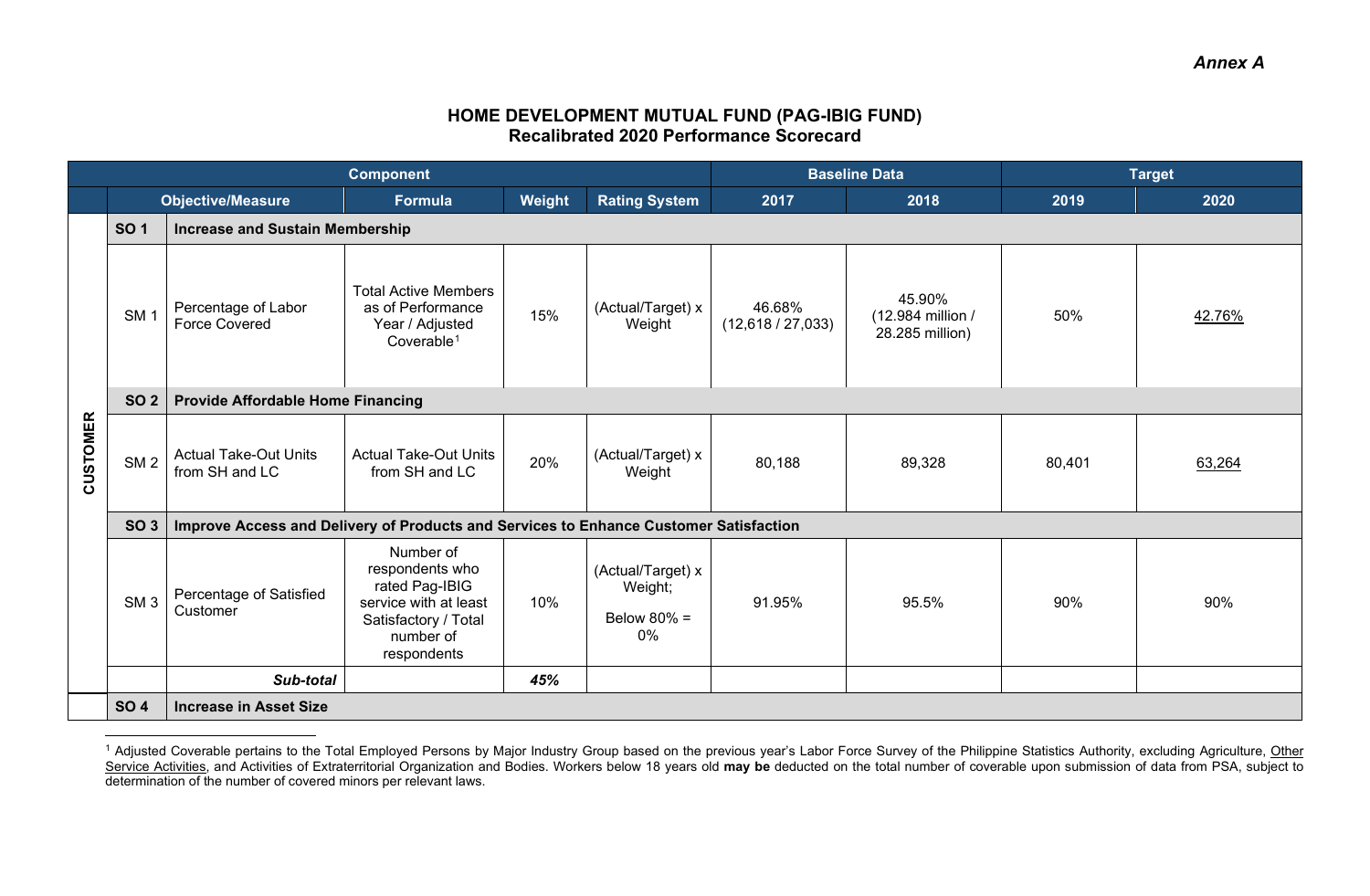*Annex A*

## HOME DEVELOPMENT MUTUAL FUND (PAG-IBIG FUND)
## Recalibrated 2020 Performance Scorecard

| Component | | | | | | Baseline Data | | Target | |
|---|---|---|---|---|---|---|---|---|---|
| | Objective/Measure | | Formula | Weight | Rating System | 2017 | 2018 | 2019 | 2020 |
| CUSTOMER | **SO 1** | **Increase and Sustain Membership** | | | | | | | |
| | SM 1 | Percentage of Labor Force Covered | Total Active Members as of Performance Year / Adjusted Coverable[1] | 15% | (Actual/Target) x Weight | 46.68% (12,618 / 27,033) | 45.90% (12.984 million / 28.285 million) | 50% | 42.76% |
| | **SO 2** | **Provide Affordable Home Financing** | | | | | | | |
| | SM 2 | Actual Take-Out Units from SH and LC | Actual Take-Out Units from SH and LC | 20% | (Actual/Target) x Weight | 80,188 | 89,328 | 80,401 | 63,264 |
| | **SO 3** | **Improve Access and Delivery of Products and Services to Enhance Customer Satisfaction** | | | | | | | |
| | SM 3 | Percentage of Satisfied Customer | Number of respondents who rated Pag-IBIG service with at least Satisfactory / Total number of respondents | 10% | (Actual/Target) x Weight; Below 80% = 0% | 91.95% | 95.5% | 90% | 90% |
| | | ***Sub-total*** | | ***45%*** | | | | | |
| | **SO 4** | **Increase in Asset Size** | | | | | | | |

[1] Adjusted Coverable pertains to the Total Employed Persons by Major Industry Group based on the previous year's Labor Force Survey of the Philippine Statistics Authority, excluding Agriculture, Other Service Activities, and Activities of Extraterritorial Organization and Bodies. Workers below 18 years old **may be** deducted on the total number of coverable upon submission of data from PSA, subject to determination of the number of covered minors per relevant laws.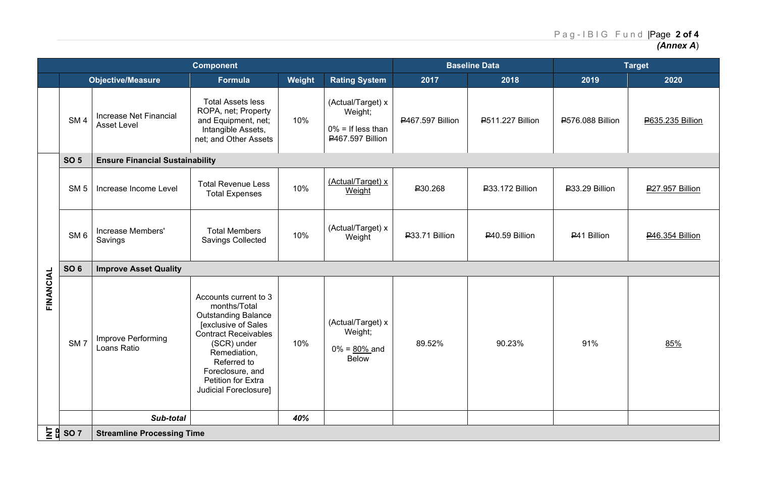| Component | | | | | | Baseline Data | | Target | |
|---|---|---|---|---|---|---|---|---|---|
| | Objective/Measure | | Formula | Weight | Rating System | 2017 | 2018 | 2019 | 2020 |
| | SM 4 | Increase Net Financial Asset Level | Total Assets less ROPA, net; Property and Equipment, net; Intangible Assets, net; and Other Assets | 10% | (Actual/Target) x Weight;<br><br>0% = If less than ₱467.597 Billion | ₱467.597 Billion | ₱511.227 Billion | ₱576.088 Billion | ₱635.235 Billion |
| FINANCIAL | SO 5 | **Ensure Financial Sustainability** | | | | | | | |
| FINANCIAL | SM 5 | Increase Income Level | Total Revenue Less Total Expenses | 10% | (Actual/Target) x Weight | ₱30.268 | ₱33.172 Billion | ₱33.29 Billion | ₱27.957 Billion |
| FINANCIAL | SM 6 | Increase Members' Savings | Total Members Savings Collected | 10% | (Actual/Target) x Weight | ₱33.71 Billion | ₱40.59 Billion | ₱41 Billion | ₱46.354 Billion |
| FINANCIAL | SO 6 | **Improve Asset Quality** | | | | | | | |
| FINANCIAL | SM 7 | Improve Performing Loans Ratio | Accounts current to 3 months/Total Outstanding Balance [exclusive of Sales Contract Receivables (SCR) under Remediation, Referred to Foreclosure, and Petition for Extra Judicial Foreclosure] | 10% | (Actual/Target) x Weight;<br><br>0% = 80% and Below | 89.52% | 90.23% | 91% | 85% |
| FINANCIAL | | ***Sub-total*** | | ***40%*** | | | | | |
| INT EP | SO 7 | **Streamline Processing Time** | | | | | | | |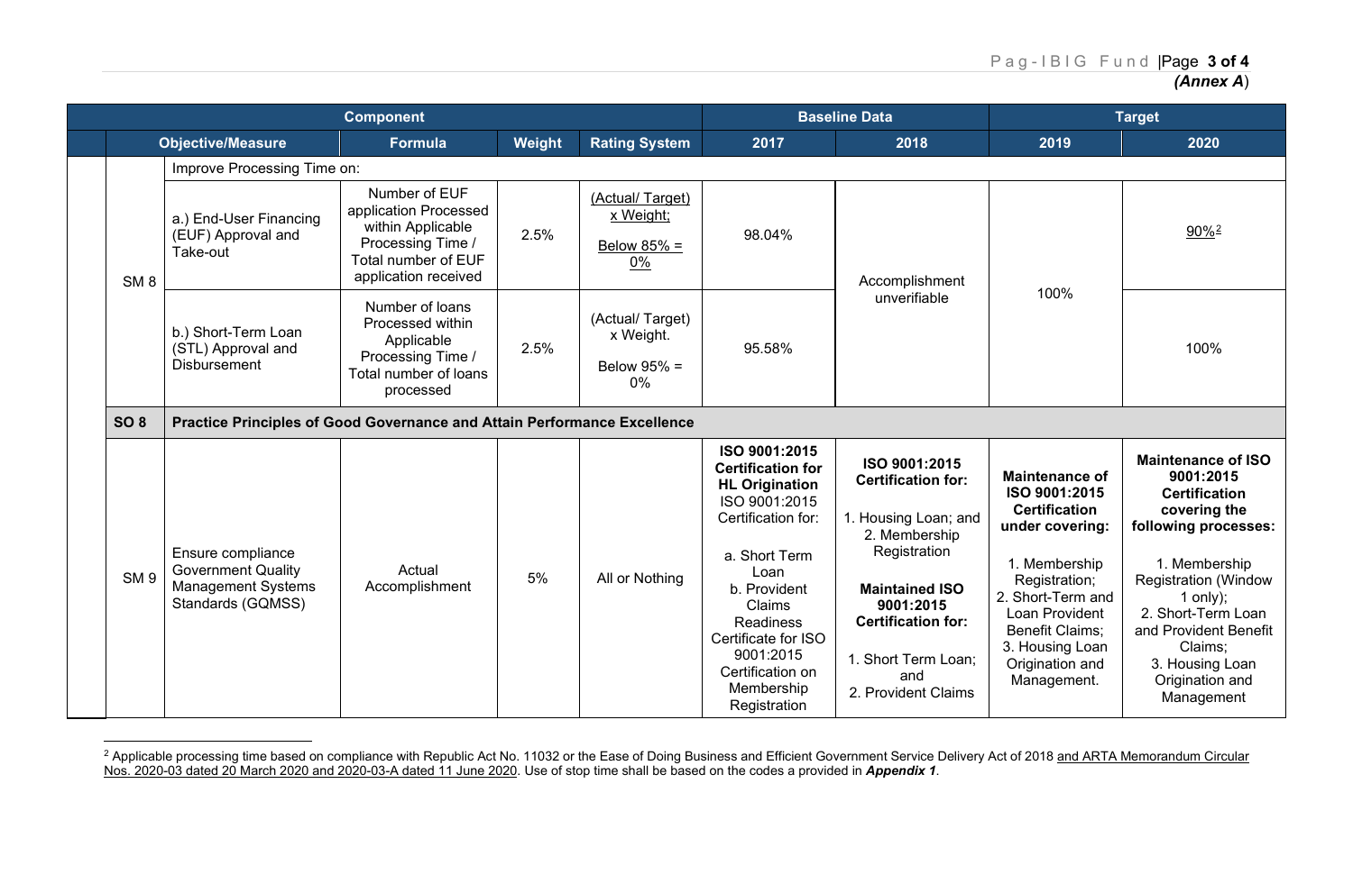*(Annex A)*

| Component | | | | | Baseline Data | | Target | |
|---|---|---|---|---|---|---|---|---|
| | Objective/Measure | Formula | Weight | Rating System | 2017 | 2018 | 2019 | 2020 |
| SM 8 | Improve Processing Time on: | | | | | | | |
| | a.) End-User Financing (EUF) Approval and Take-out | Number of EUF application Processed within Applicable Processing Time / Total number of EUF application received | 2.5% | (Actual/ Target) x Weight; Below 85% = 0% | 98.04% | Accomplishment unverifiable | 100% | 90%[2] |
| | b.) Short-Term Loan (STL) Approval and Disbursement | Number of loans Processed within Applicable Processing Time / Total number of loans processed | 2.5% | (Actual/ Target) x Weight. Below 95% = 0% | 95.58% | | | 100% |
| **SO 8** | **Practice Principles of Good Governance and Attain Performance Excellence** | | | | | | | |
| SM 9 | Ensure compliance Government Quality Management Systems Standards (GQMSS) | Actual Accomplishment | 5% | All or Nothing | **ISO 9001:2015 Certification for HL Origination** ISO 9001:2015 Certification for: a. Short Term Loan b. Provident Claims Readiness Certificate for ISO 9001:2015 Certification on Membership Registration | **ISO 9001:2015 Certification for:** 1. Housing Loan; and 2. Membership Registration **Maintained ISO 9001:2015 Certification for:** 1. Short Term Loan; and 2. Provident Claims | **Maintenance of ISO 9001:2015 Certification under covering:** 1. Membership Registration; 2. Short-Term and Loan Provident Benefit Claims; 3. Housing Loan Origination and Management. | **Maintenance of ISO 9001:2015 Certification covering the following processes:** 1. Membership Registration (Window 1 only); 2. Short-Term Loan and Provident Benefit Claims; 3. Housing Loan Origination and Management |

[2] Applicable processing time based on compliance with Republic Act No. 11032 or the Ease of Doing Business and Efficient Government Service Delivery Act of 2018 and ARTA Memorandum Circular Nos. 2020-03 dated 20 March 2020 and 2020-03-A dated 11 June 2020. Use of stop time shall be based on the codes a provided in ***Appendix 1***.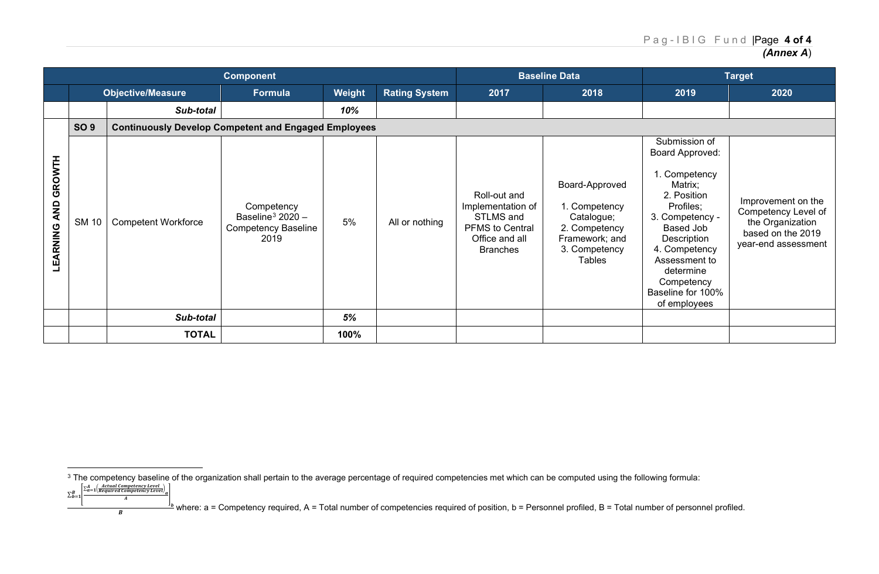*(Annex A)*

| Component | | | | | | Baseline Data | | Target | |
|---|---|---|---|---|---|---|---|---|---|
| | Objective/Measure | | Formula | Weight | Rating System | 2017 | 2018 | 2019 | 2020 |
| | | ***Sub-total*** | | ***10%*** | | | | | |
| | **SO 9** | **Continuously Develop Competent and Engaged Employees** | | | | | | | |
| **LEARNING AND GROWTH** | SM 10 | Competent Workforce | Competency Baseline[3] 2020 – Competency Baseline 2019 | 5% | All or nothing | Roll-out and Implementation of STLMS and PFMS to Central Office and all Branches | Board-Approved<br>1. Competency Catalogue;<br>2. Competency Framework; and<br>3. Competency Tables | Submission of Board Approved:<br>1. Competency Matrix;<br>2. Position Profiles;<br>3. Competency - Based Job Description<br>4. Competency Assessment to determine Competency Baseline for 100% of employees | Improvement on the Competency Level of the Organization based on the 2019 year-end assessment |
| | | ***Sub-total*** | | ***5%*** | | | | | |
| | | **TOTAL** | | **100%** | | | | | |

[3] The competency baseline of the organization shall pertain to the average percentage of required competencies met which can be computed using the following formula:

$$\frac{\sum_{b=1}^{B}\left[\frac{\sum_{a=1}^{A}\left(\frac{Actual\ Competency\ Level}{Required\ Competency\ Level}\right)_a}{A}\right]_b}{B}$$

where: a = Competency required, A = Total number of competencies required of position, b = Personnel profiled, B = Total number of personnel profiled.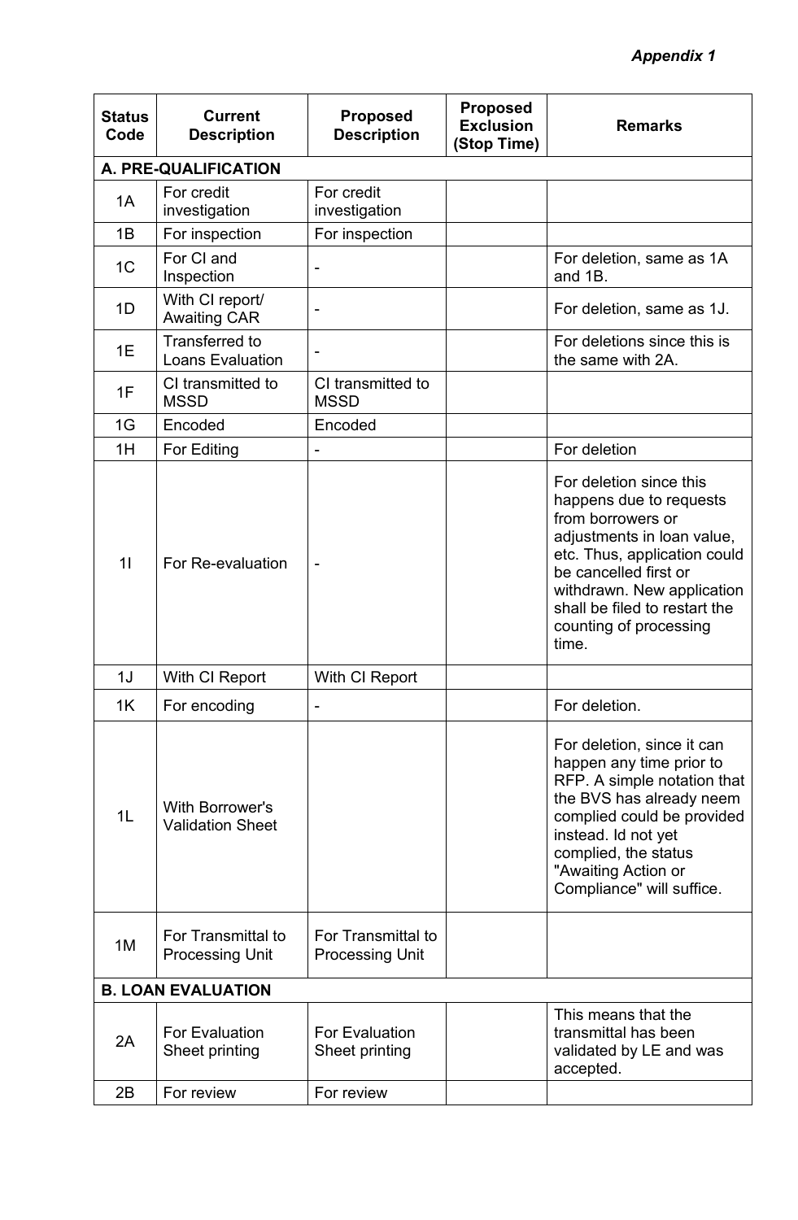*Appendix 1*

| Status Code | Current Description | Proposed Description | Proposed Exclusion (Stop Time) | Remarks |
|---|---|---|---|---|
| **A. PRE-QUALIFICATION** | | | | |
| 1A | For credit investigation | For credit investigation | | |
| 1B | For inspection | For inspection | | |
| 1C | For CI and Inspection | - | | For deletion, same as 1A and 1B. |
| 1D | With CI report/ Awaiting CAR | - | | For deletion, same as 1J. |
| 1E | Transferred to Loans Evaluation | - | | For deletions since this is the same with 2A. |
| 1F | CI transmitted to MSSD | CI transmitted to MSSD | | |
| 1G | Encoded | Encoded | | |
| 1H | For Editing | - | | For deletion |
| 1I | For Re-evaluation | - | | For deletion since this happens due to requests from borrowers or adjustments in loan value, etc. Thus, application could be cancelled first or withdrawn. New application shall be filed to restart the counting of processing time. |
| 1J | With CI Report | With CI Report | | |
| 1K | For encoding | - | | For deletion. |
| 1L | With Borrower's Validation Sheet | | | For deletion, since it can happen any time prior to RFP. A simple notation that the BVS has already neem complied could be provided instead. Id not yet complied, the status "Awaiting Action or Compliance" will suffice. |
| 1M | For Transmittal to Processing Unit | For Transmittal to Processing Unit | | |
| **B. LOAN EVALUATION** | | | | |
| 2A | For Evaluation Sheet printing | For Evaluation Sheet printing | | This means that the transmittal has been validated by LE and was accepted. |
| 2B | For review | For review | | |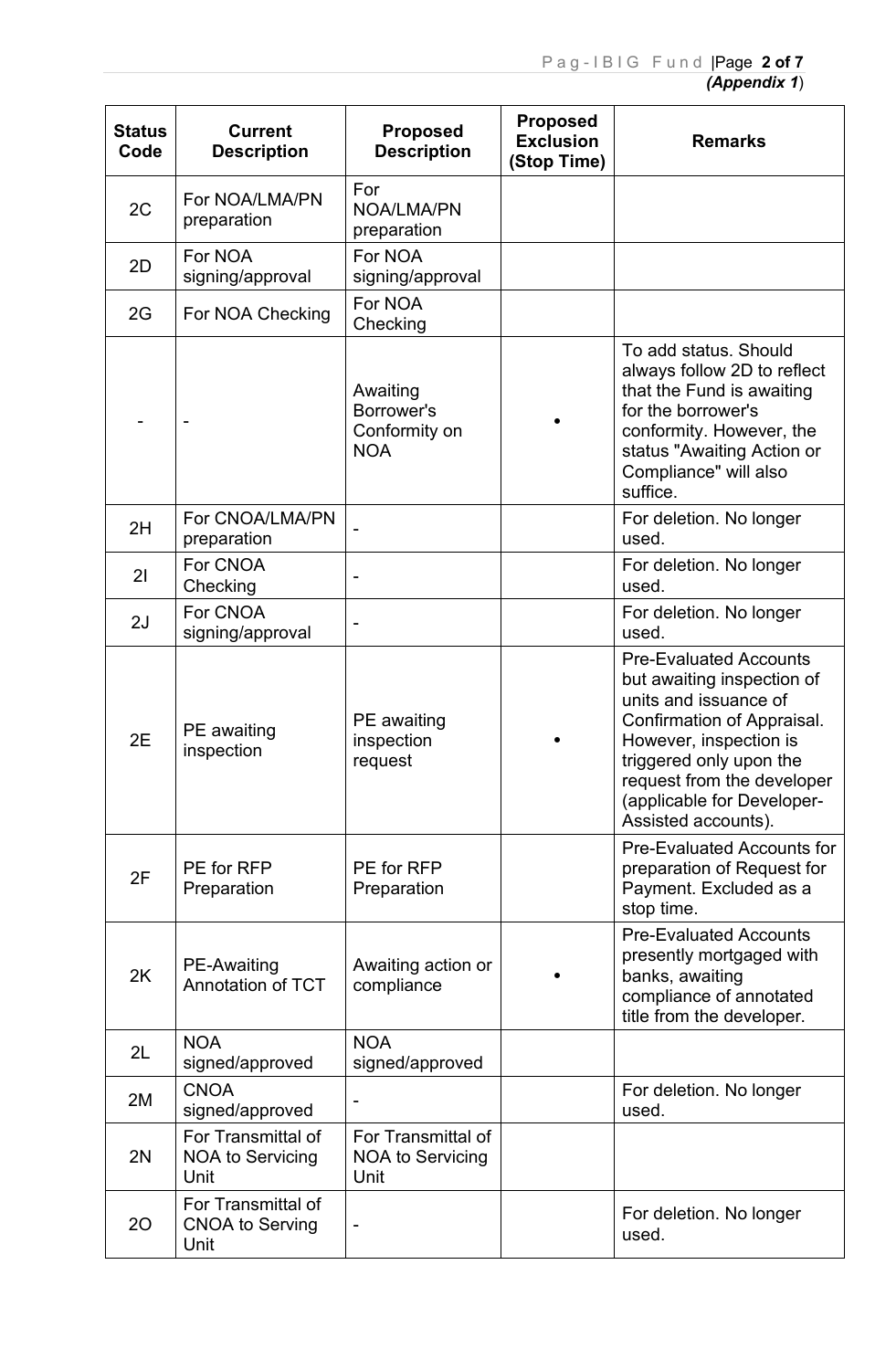| Status Code | Current Description | Proposed Description | Proposed Exclusion (Stop Time) | Remarks |
|---|---|---|---|---|
| 2C | For NOA/LMA/PN preparation | For NOA/LMA/PN preparation | | |
| 2D | For NOA signing/approval | For NOA signing/approval | | |
| 2G | For NOA Checking | For NOA Checking | | |
| - | - | Awaiting Borrower's Conformity on NOA | • | To add status. Should always follow 2D to reflect that the Fund is awaiting for the borrower's conformity. However, the status "Awaiting Action or Compliance" will also suffice. |
| 2H | For CNOA/LMA/PN preparation | - | | For deletion. No longer used. |
| 2I | For CNOA Checking | - | | For deletion. No longer used. |
| 2J | For CNOA signing/approval | - | | For deletion. No longer used. |
| 2E | PE awaiting inspection | PE awaiting inspection request | • | Pre-Evaluated Accounts but awaiting inspection of units and issuance of Confirmation of Appraisal. However, inspection is triggered only upon the request from the developer (applicable for Developer-Assisted accounts). |
| 2F | PE for RFP Preparation | PE for RFP Preparation | | Pre-Evaluated Accounts for preparation of Request for Payment. Excluded as a stop time. |
| 2K | PE-Awaiting Annotation of TCT | Awaiting action or compliance | • | Pre-Evaluated Accounts presently mortgaged with banks, awaiting compliance of annotated title from the developer. |
| 2L | NOA signed/approved | NOA signed/approved | | |
| 2M | CNOA signed/approved | - | | For deletion. No longer used. |
| 2N | For Transmittal of NOA to Servicing Unit | For Transmittal of NOA to Servicing Unit | | |
| 2O | For Transmittal of CNOA to Serving Unit | - | | For deletion. No longer used. |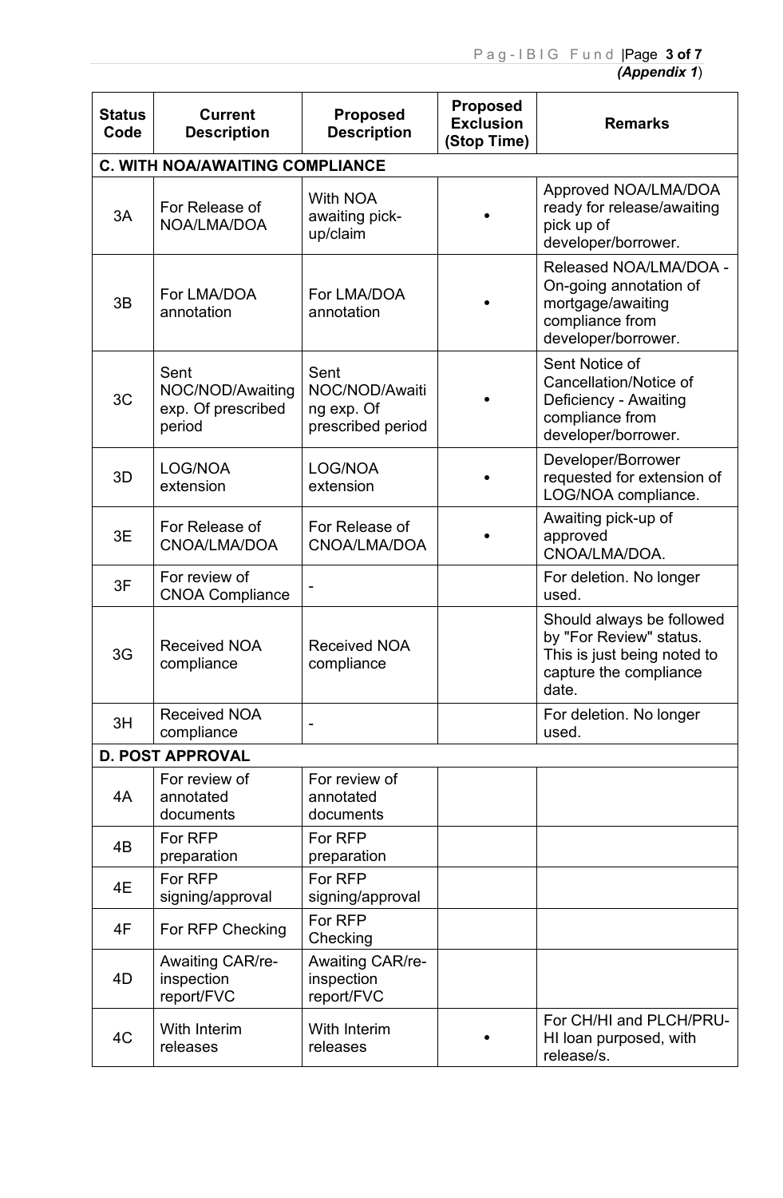| Status Code | Current Description | Proposed Description | Proposed Exclusion (Stop Time) | Remarks |
|---|---|---|---|---|
| **C. WITH NOA/AWAITING COMPLIANCE** | | | | |
| 3A | For Release of NOA/LMA/DOA | With NOA awaiting pick-up/claim | • | Approved NOA/LMA/DOA ready for release/awaiting pick up of developer/borrower. |
| 3B | For LMA/DOA annotation | For LMA/DOA annotation | • | Released NOA/LMA/DOA - On-going annotation of mortgage/awaiting compliance from developer/borrower. |
| 3C | Sent NOC/NOD/Awaiting exp. Of prescribed period | Sent NOC/NOD/Awaiting exp. Of prescribed period | • | Sent Notice of Cancellation/Notice of Deficiency - Awaiting compliance from developer/borrower. |
| 3D | LOG/NOA extension | LOG/NOA extension | • | Developer/Borrower requested for extension of LOG/NOA compliance. |
| 3E | For Release of CNOA/LMA/DOA | For Release of CNOA/LMA/DOA | • | Awaiting pick-up of approved CNOA/LMA/DOA. |
| 3F | For review of CNOA Compliance | - | | For deletion. No longer used. |
| 3G | Received NOA compliance | Received NOA compliance | | Should always be followed by "For Review" status. This is just being noted to capture the compliance date. |
| 3H | Received NOA compliance | - | | For deletion. No longer used. |
| **D. POST APPROVAL** | | | | |
| 4A | For review of annotated documents | For review of annotated documents | | |
| 4B | For RFP preparation | For RFP preparation | | |
| 4E | For RFP signing/approval | For RFP signing/approval | | |
| 4F | For RFP Checking | For RFP Checking | | |
| 4D | Awaiting CAR/re-inspection report/FVC | Awaiting CAR/re-inspection report/FVC | | |
| 4C | With Interim releases | With Interim releases | • | For CH/HI and PLCH/PRU-HI loan purposed, with release/s. |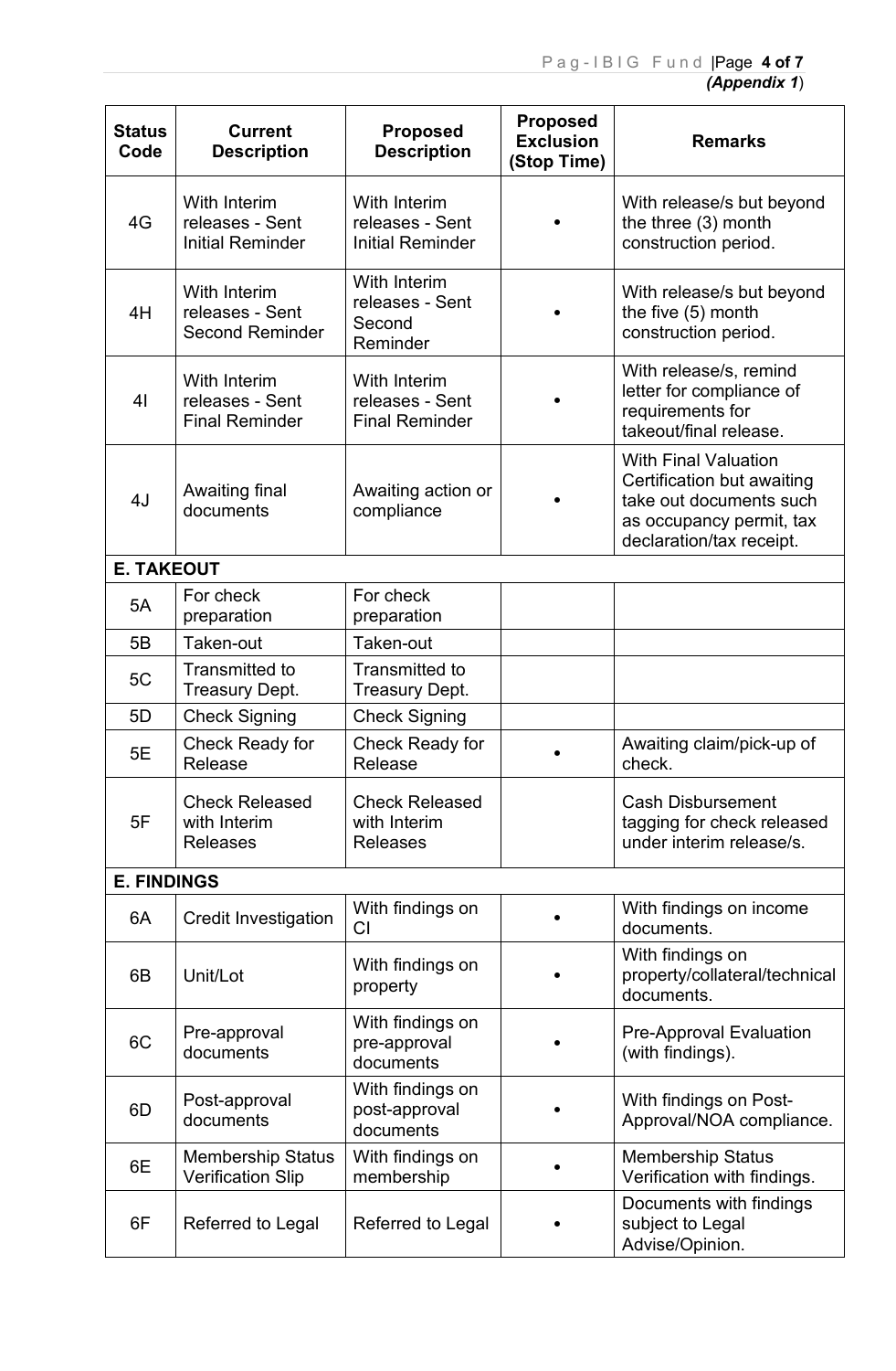*(Appendix 1)*

| Status Code | Current Description | Proposed Description | Proposed Exclusion (Stop Time) | Remarks |
|---|---|---|---|---|
| 4G | With Interim releases - Sent Initial Reminder | With Interim releases - Sent Initial Reminder | • | With release/s but beyond the three (3) month construction period. |
| 4H | With Interim releases - Sent Second Reminder | With Interim releases - Sent Second Reminder | • | With release/s but beyond the five (5) month construction period. |
| 4I | With Interim releases - Sent Final Reminder | With Interim releases - Sent Final Reminder | • | With release/s, remind letter for compliance of requirements for takeout/final release. |
| 4J | Awaiting final documents | Awaiting action or compliance | • | With Final Valuation Certification but awaiting take out documents such as occupancy permit, tax declaration/tax receipt. |
| **E. TAKEOUT** | | | | |
| 5A | For check preparation | For check preparation | | |
| 5B | Taken-out | Taken-out | | |
| 5C | Transmitted to Treasury Dept. | Transmitted to Treasury Dept. | | |
| 5D | Check Signing | Check Signing | | |
| 5E | Check Ready for Release | Check Ready for Release | • | Awaiting claim/pick-up of check. |
| 5F | Check Released with Interim Releases | Check Released with Interim Releases | | Cash Disbursement tagging for check released under interim release/s. |
| **E. FINDINGS** | | | | |
| 6A | Credit Investigation | With findings on CI | • | With findings on income documents. |
| 6B | Unit/Lot | With findings on property | • | With findings on property/collateral/technical documents. |
| 6C | Pre-approval documents | With findings on pre-approval documents | • | Pre-Approval Evaluation (with findings). |
| 6D | Post-approval documents | With findings on post-approval documents | • | With findings on Post-Approval/NOA compliance. |
| 6E | Membership Status Verification Slip | With findings on membership | • | Membership Status Verification with findings. |
| 6F | Referred to Legal | Referred to Legal | • | Documents with findings subject to Legal Advise/Opinion. |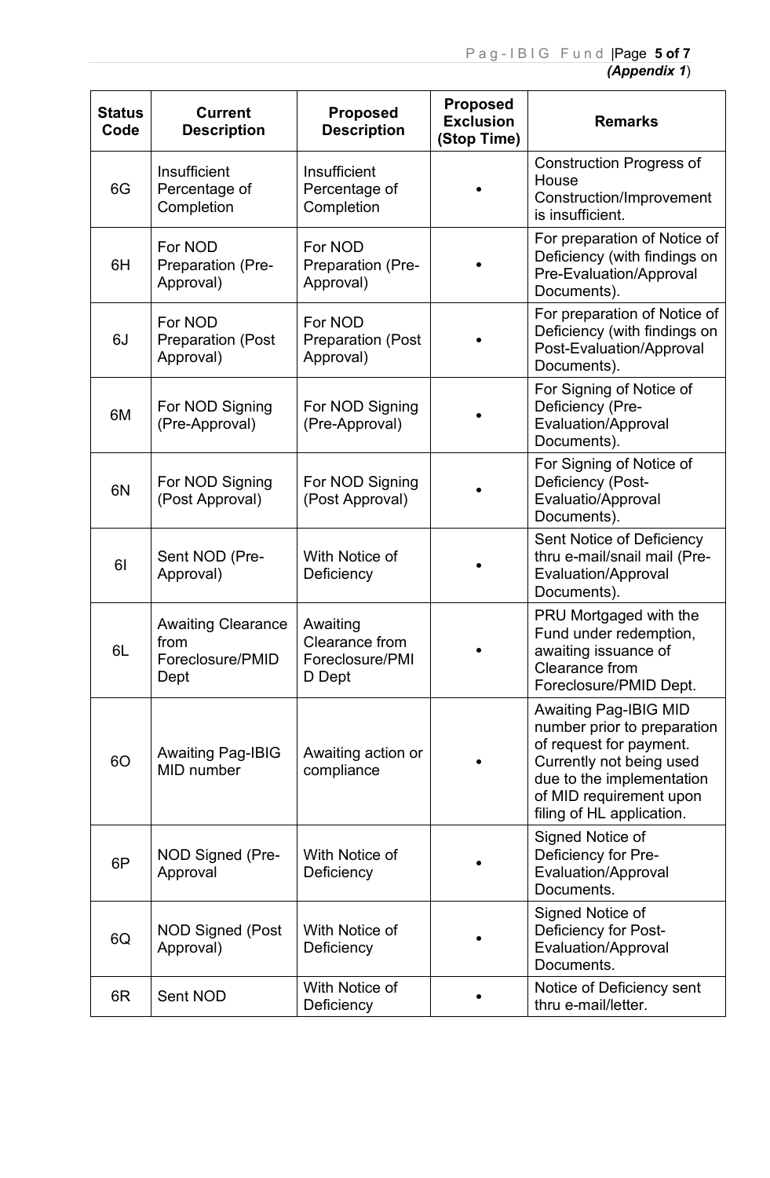*(Appendix 1)*

| Status Code | Current Description | Proposed Description | Proposed Exclusion (Stop Time) | Remarks |
|---|---|---|---|---|
| 6G | Insufficient Percentage of Completion | Insufficient Percentage of Completion | • | Construction Progress of House Construction/Improvement is insufficient. |
| 6H | For NOD Preparation (Pre-Approval) | For NOD Preparation (Pre-Approval) | • | For preparation of Notice of Deficiency (with findings on Pre-Evaluation/Approval Documents). |
| 6J | For NOD Preparation (Post Approval) | For NOD Preparation (Post Approval) | • | For preparation of Notice of Deficiency (with findings on Post-Evaluation/Approval Documents). |
| 6M | For NOD Signing (Pre-Approval) | For NOD Signing (Pre-Approval) | • | For Signing of Notice of Deficiency (Pre-Evaluation/Approval Documents). |
| 6N | For NOD Signing (Post Approval) | For NOD Signing (Post Approval) | • | For Signing of Notice of Deficiency (Post-Evaluatio/Approval Documents). |
| 6I | Sent NOD (Pre-Approval) | With Notice of Deficiency | • | Sent Notice of Deficiency thru e-mail/snail mail (Pre-Evaluation/Approval Documents). |
| 6L | Awaiting Clearance from Foreclosure/PMID Dept | Awaiting Clearance from Foreclosure/PMID Dept | • | PRU Mortgaged with the Fund under redemption, awaiting issuance of Clearance from Foreclosure/PMID Dept. |
| 6O | Awaiting Pag-IBIG MID number | Awaiting action or compliance | • | Awaiting Pag-IBIG MID number prior to preparation of request for payment. Currently not being used due to the implementation of MID requirement upon filing of HL application. |
| 6P | NOD Signed (Pre-Approval | With Notice of Deficiency | • | Signed Notice of Deficiency for Pre-Evaluation/Approval Documents. |
| 6Q | NOD Signed (Post Approval) | With Notice of Deficiency | • | Signed Notice of Deficiency for Post-Evaluation/Approval Documents. |
| 6R | Sent NOD | With Notice of Deficiency | • | Notice of Deficiency sent thru e-mail/letter. |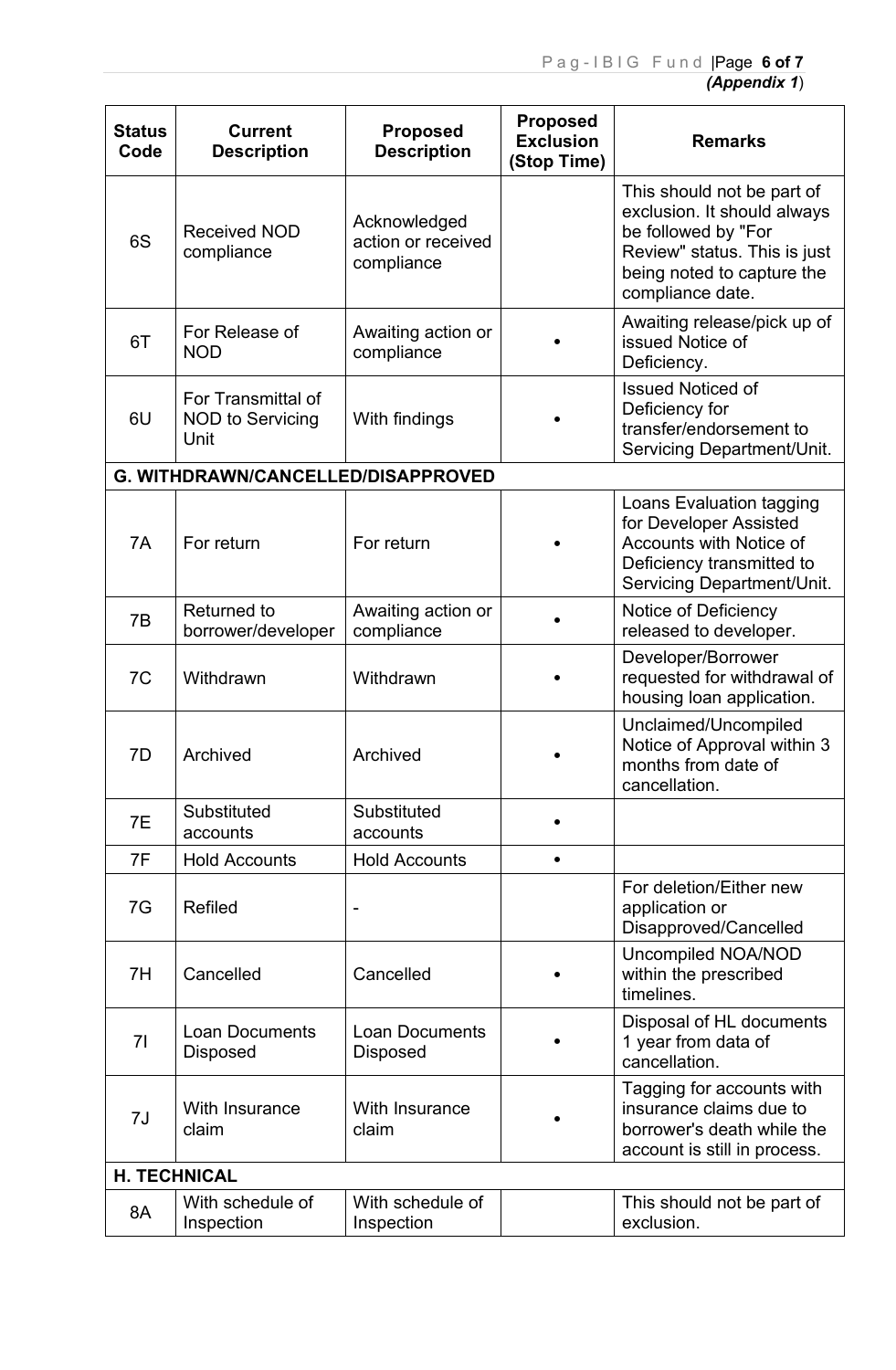*(Appendix 1)*

| Status Code | Current Description | Proposed Description | Proposed Exclusion (Stop Time) | Remarks |
|---|---|---|---|---|
| 6S | Received NOD compliance | Acknowledged action or received compliance | | This should not be part of exclusion. It should always be followed by "For Review" status. This is just being noted to capture the compliance date. |
| 6T | For Release of NOD | Awaiting action or compliance | • | Awaiting release/pick up of issued Notice of Deficiency. |
| 6U | For Transmittal of NOD to Servicing Unit | With findings | • | Issued Noticed of Deficiency for transfer/endorsement to Servicing Department/Unit. |
| **G. WITHDRAWN/CANCELLED/DISAPPROVED** | | | | |
| 7A | For return | For return | • | Loans Evaluation tagging for Developer Assisted Accounts with Notice of Deficiency transmitted to Servicing Department/Unit. |
| 7B | Returned to borrower/developer | Awaiting action or compliance | • | Notice of Deficiency released to developer. |
| 7C | Withdrawn | Withdrawn | • | Developer/Borrower requested for withdrawal of housing loan application. |
| 7D | Archived | Archived | • | Unclaimed/Uncompiled Notice of Approval within 3 months from date of cancellation. |
| 7E | Substituted accounts | Substituted accounts | • | |
| 7F | Hold Accounts | Hold Accounts | • | |
| 7G | Refiled | - | | For deletion/Either new application or Disapproved/Cancelled |
| 7H | Cancelled | Cancelled | • | Uncompiled NOA/NOD within the prescribed timelines. |
| 7I | Loan Documents Disposed | Loan Documents Disposed | • | Disposal of HL documents 1 year from data of cancellation. |
| 7J | With Insurance claim | With Insurance claim | • | Tagging for accounts with insurance claims due to borrower's death while the account is still in process. |
| **H. TECHNICAL** | | | | |
| 8A | With schedule of Inspection | With schedule of Inspection | | This should not be part of exclusion. |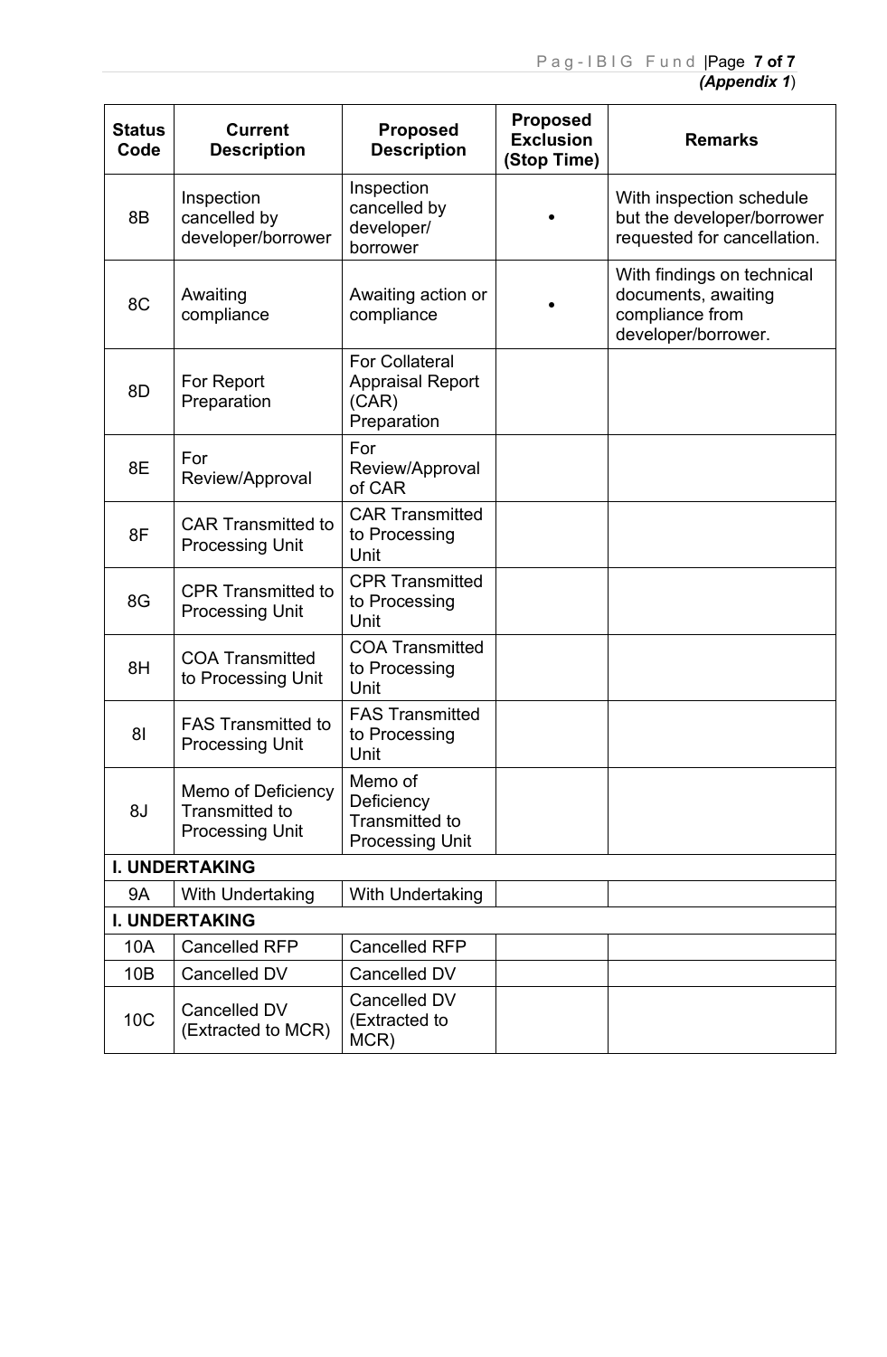*(Appendix 1)*

| Status Code | Current Description | Proposed Description | Proposed Exclusion (Stop Time) | Remarks |
|---|---|---|---|---|
| 8B | Inspection cancelled by developer/borrower | Inspection cancelled by developer/ borrower | • | With inspection schedule but the developer/borrower requested for cancellation. |
| 8C | Awaiting compliance | Awaiting action or compliance | • | With findings on technical documents, awaiting compliance from developer/borrower. |
| 8D | For Report Preparation | For Collateral Appraisal Report (CAR) Preparation | | |
| 8E | For Review/Approval | For Review/Approval of CAR | | |
| 8F | CAR Transmitted to Processing Unit | CAR Transmitted to Processing Unit | | |
| 8G | CPR Transmitted to Processing Unit | CPR Transmitted to Processing Unit | | |
| 8H | COA Transmitted to Processing Unit | COA Transmitted to Processing Unit | | |
| 8I | FAS Transmitted to Processing Unit | FAS Transmitted to Processing Unit | | |
| 8J | Memo of Deficiency Transmitted to Processing Unit | Memo of Deficiency Transmitted to Processing Unit | | |
| **I. UNDERTAKING** | | | | |
| 9A | With Undertaking | With Undertaking | | |
| **I. UNDERTAKING** | | | | |
| 10A | Cancelled RFP | Cancelled RFP | | |
| 10B | Cancelled DV | Cancelled DV | | |
| 10C | Cancelled DV (Extracted to MCR) | Cancelled DV (Extracted to MCR) | | |